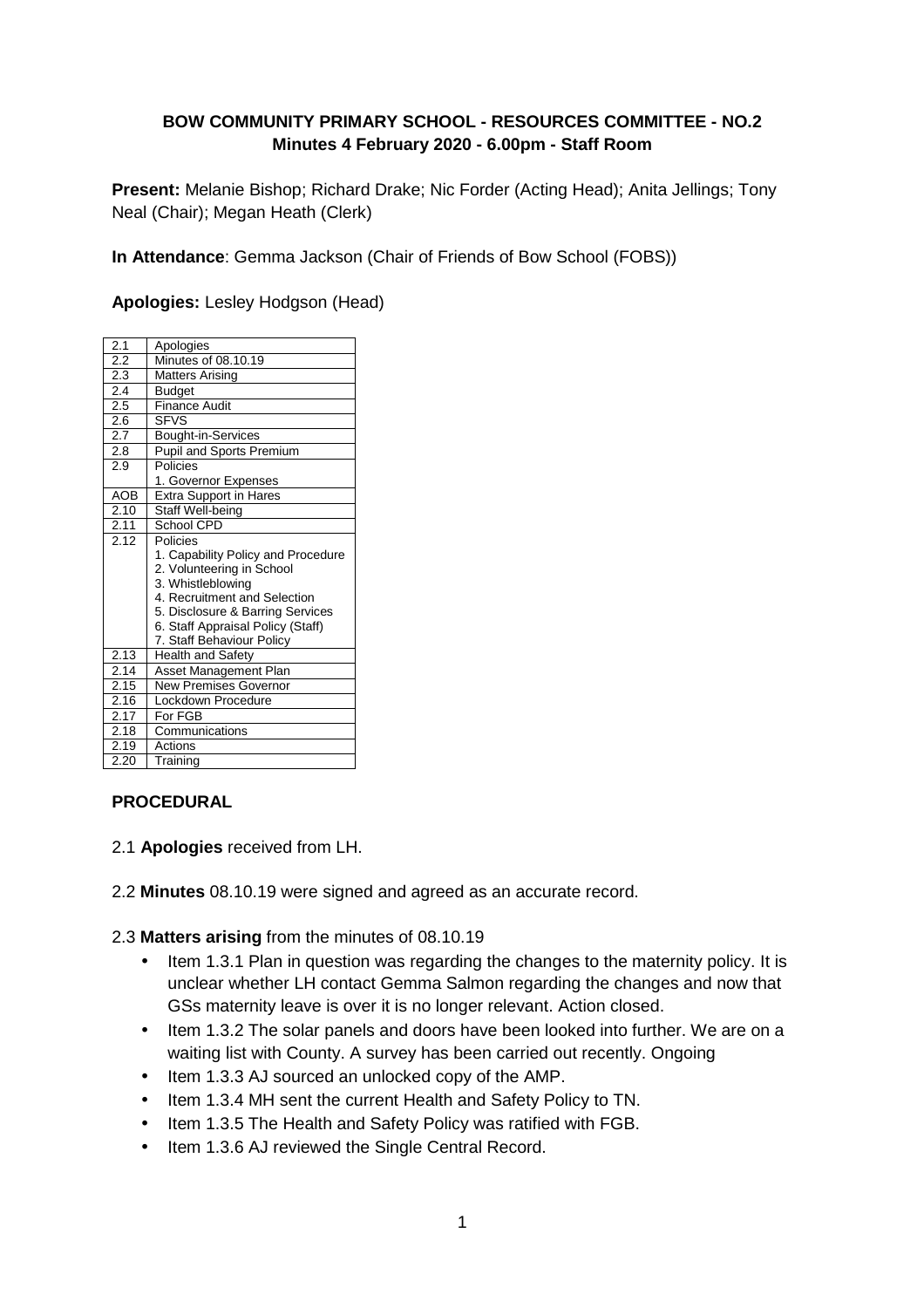**BOW COMMUNITY PRIMARY SCHOOL - RESOURCES COMMITTEE - NO.2**
**Minutes 4 February 2020 - 6.00pm - Staff Room**

**Present:** Melanie Bishop; Richard Drake; Nic Forder (Acting Head); Anita Jellings; Tony Neal (Chair); Megan Heath (Clerk)

**In Attendance**: Gemma Jackson (Chair of Friends of Bow School (FOBS))

**Apologies:** Lesley Hodgson (Head)

| | |
|---|---|
| 2.1 | Apologies |
| 2.2 | Minutes of 08.10.19 |
| 2.3 | Matters Arising |
| 2.4 | Budget |
| 2.5 | Finance Audit |
| 2.6 | SFVS |
| 2.7 | Bought-in-Services |
| 2.8 | Pupil and Sports Premium |
| 2.9 | Policies<br>1. Governor Expenses |
| AOB | Extra Support in Hares |
| 2.10 | Staff Well-being |
| 2.11 | School CPD |
| 2.12 | Policies<br>1. Capability Policy and Procedure<br>2. Volunteering in School<br>3. Whistleblowing<br>4. Recruitment and Selection<br>5. Disclosure & Barring Services<br>6. Staff Appraisal Policy (Staff)<br>7. Staff Behaviour Policy |
| 2.13 | Health and Safety |
| 2.14 | Asset Management Plan |
| 2.15 | New Premises Governor |
| 2.16 | Lockdown Procedure |
| 2.17 | For FGB |
| 2.18 | Communications |
| 2.19 | Actions |
| 2.20 | Training |

**PROCEDURAL**

2.1 **Apologies** received from LH.

2.2 **Minutes** 08.10.19 were signed and agreed as an accurate record.

2.3 **Matters arising** from the minutes of 08.10.19

- Item 1.3.1 Plan in question was regarding the changes to the maternity policy. It is unclear whether LH contact Gemma Salmon regarding the changes and now that GSs maternity leave is over it is no longer relevant. Action closed.
- Item 1.3.2 The solar panels and doors have been looked into further. We are on a waiting list with County. A survey has been carried out recently. Ongoing
- Item 1.3.3 AJ sourced an unlocked copy of the AMP.
- Item 1.3.4 MH sent the current Health and Safety Policy to TN.
- Item 1.3.5 The Health and Safety Policy was ratified with FGB.
- Item 1.3.6 AJ reviewed the Single Central Record.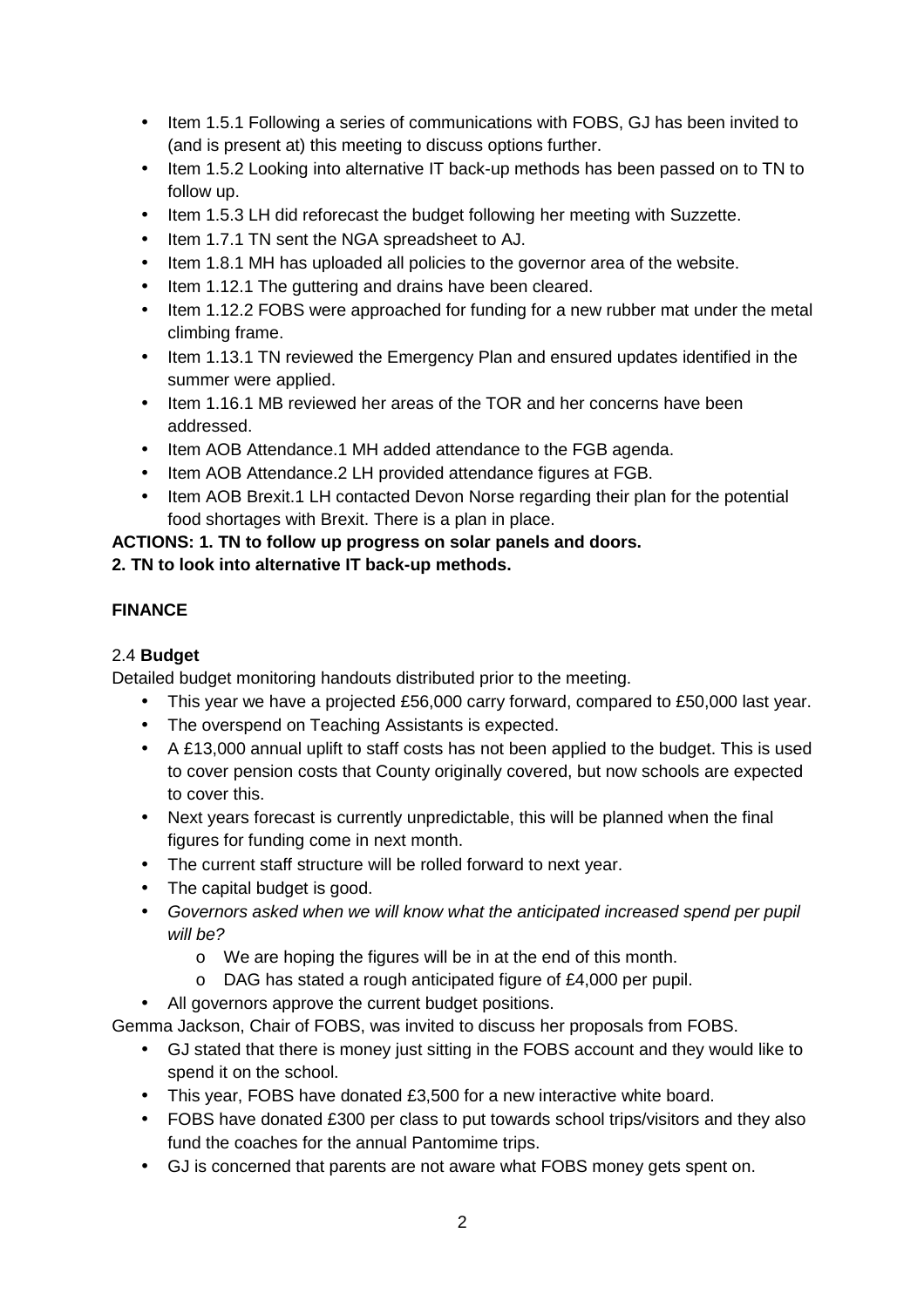- Item 1.5.1 Following a series of communications with FOBS, GJ has been invited to (and is present at) this meeting to discuss options further.
- Item 1.5.2 Looking into alternative IT back-up methods has been passed on to TN to follow up.
- Item 1.5.3 LH did reforecast the budget following her meeting with Suzzette.
- Item 1.7.1 TN sent the NGA spreadsheet to AJ.
- Item 1.8.1 MH has uploaded all policies to the governor area of the website.
- Item 1.12.1 The guttering and drains have been cleared.
- Item 1.12.2 FOBS were approached for funding for a new rubber mat under the metal climbing frame.
- Item 1.13.1 TN reviewed the Emergency Plan and ensured updates identified in the summer were applied.
- Item 1.16.1 MB reviewed her areas of the TOR and her concerns have been addressed.
- Item AOB Attendance.1 MH added attendance to the FGB agenda.
- Item AOB Attendance.2 LH provided attendance figures at FGB.
- Item AOB Brexit.1 LH contacted Devon Norse regarding their plan for the potential food shortages with Brexit. There is a plan in place.

**ACTIONS: 1. TN to follow up progress on solar panels and doors.**
**2. TN to look into alternative IT back-up methods.**

**FINANCE**

2.4 **Budget**

Detailed budget monitoring handouts distributed prior to the meeting.

- This year we have a projected £56,000 carry forward, compared to £50,000 last year.
- The overspend on Teaching Assistants is expected.
- A £13,000 annual uplift to staff costs has not been applied to the budget. This is used to cover pension costs that County originally covered, but now schools are expected to cover this.
- Next years forecast is currently unpredictable, this will be planned when the final figures for funding come in next month.
- The current staff structure will be rolled forward to next year.
- The capital budget is good.
- *Governors asked when we will know what the anticipated increased spend per pupil will be?*
  - We are hoping the figures will be in at the end of this month.
  - DAG has stated a rough anticipated figure of £4,000 per pupil.
- All governors approve the current budget positions.

Gemma Jackson, Chair of FOBS, was invited to discuss her proposals from FOBS.

- GJ stated that there is money just sitting in the FOBS account and they would like to spend it on the school.
- This year, FOBS have donated £3,500 for a new interactive white board.
- FOBS have donated £300 per class to put towards school trips/visitors and they also fund the coaches for the annual Pantomime trips.
- GJ is concerned that parents are not aware what FOBS money gets spent on.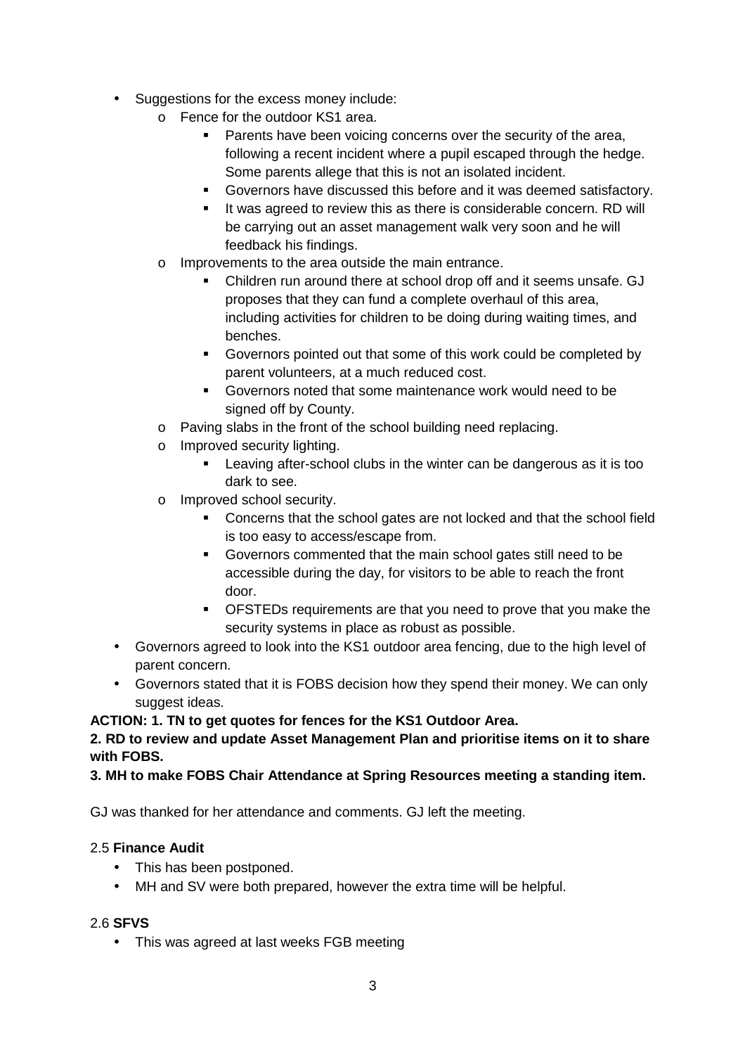- Suggestions for the excess money include:
  - Fence for the outdoor KS1 area.
    - Parents have been voicing concerns over the security of the area, following a recent incident where a pupil escaped through the hedge. Some parents allege that this is not an isolated incident.
    - Governors have discussed this before and it was deemed satisfactory.
    - It was agreed to review this as there is considerable concern. RD will be carrying out an asset management walk very soon and he will feedback his findings.
  - Improvements to the area outside the main entrance.
    - Children run around there at school drop off and it seems unsafe. GJ proposes that they can fund a complete overhaul of this area, including activities for children to be doing during waiting times, and benches.
    - Governors pointed out that some of this work could be completed by parent volunteers, at a much reduced cost.
    - Governors noted that some maintenance work would need to be signed off by County.
  - Paving slabs in the front of the school building need replacing.
  - Improved security lighting.
    - Leaving after-school clubs in the winter can be dangerous as it is too dark to see.
  - Improved school security.
    - Concerns that the school gates are not locked and that the school field is too easy to access/escape from.
    - Governors commented that the main school gates still need to be accessible during the day, for visitors to be able to reach the front door.
    - OFSTEDs requirements are that you need to prove that you make the security systems in place as robust as possible.
- Governors agreed to look into the KS1 outdoor area fencing, due to the high level of parent concern.
- Governors stated that it is FOBS decision how they spend their money. We can only suggest ideas.

**ACTION: 1. TN to get quotes for fences for the KS1 Outdoor Area.**
**2. RD to review and update Asset Management Plan and prioritise items on it to share with FOBS.**
**3. MH to make FOBS Chair Attendance at Spring Resources meeting a standing item.**

GJ was thanked for her attendance and comments. GJ left the meeting.

2.5 **Finance Audit**

- This has been postponed.
- MH and SV were both prepared, however the extra time will be helpful.

2.6 **SFVS**

- This was agreed at last weeks FGB meeting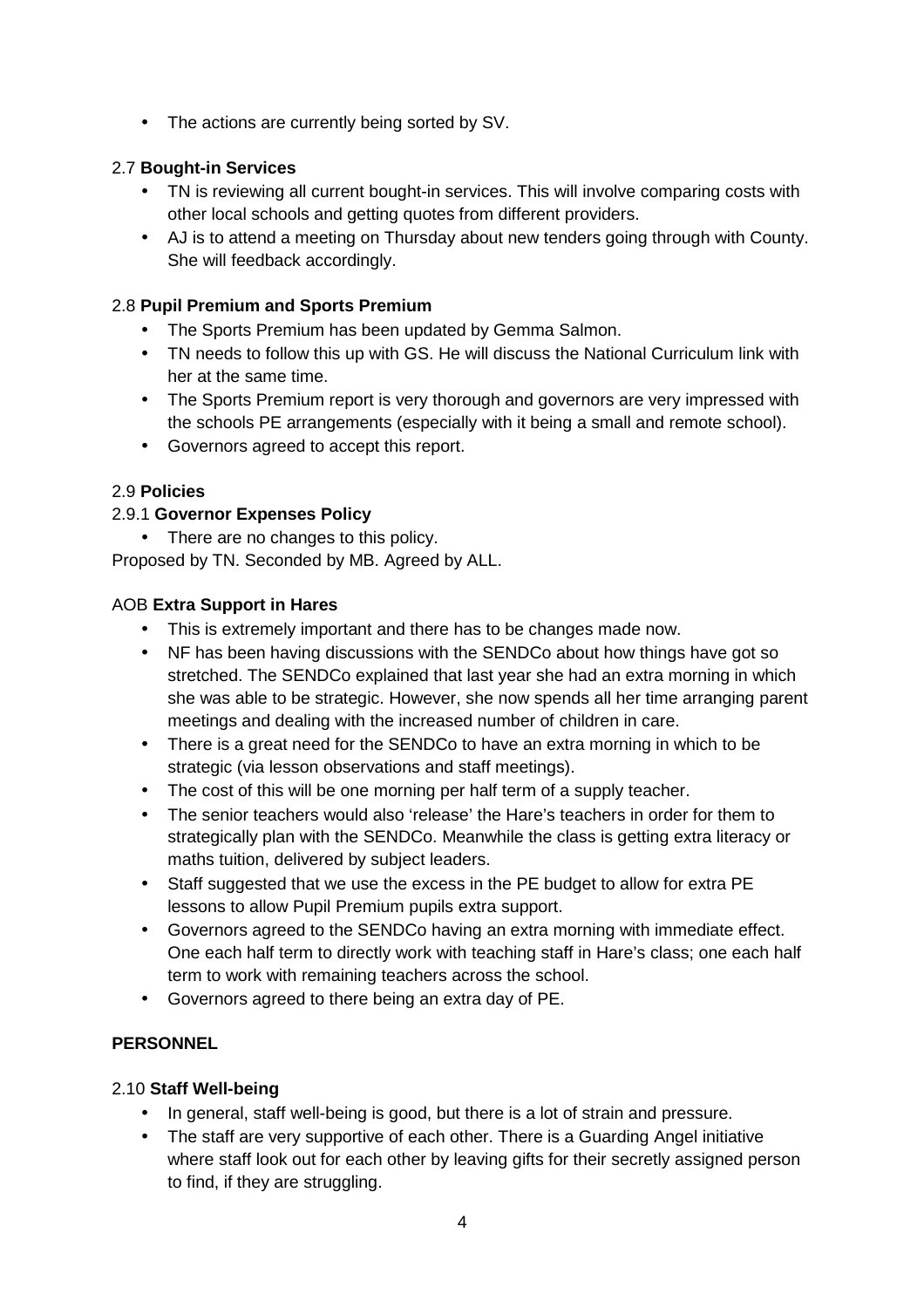- The actions are currently being sorted by SV.

2.7 **Bought-in Services**

- TN is reviewing all current bought-in services. This will involve comparing costs with other local schools and getting quotes from different providers.
- AJ is to attend a meeting on Thursday about new tenders going through with County. She will feedback accordingly.

2.8 **Pupil Premium and Sports Premium**

- The Sports Premium has been updated by Gemma Salmon.
- TN needs to follow this up with GS. He will discuss the National Curriculum link with her at the same time.
- The Sports Premium report is very thorough and governors are very impressed with the schools PE arrangements (especially with it being a small and remote school).
- Governors agreed to accept this report.

2.9 **Policies**

2.9.1 **Governor Expenses Policy**

- There are no changes to this policy.

Proposed by TN. Seconded by MB. Agreed by ALL.

AOB **Extra Support in Hares**

- This is extremely important and there has to be changes made now.
- NF has been having discussions with the SENDCo about how things have got so stretched. The SENDCo explained that last year she had an extra morning in which she was able to be strategic. However, she now spends all her time arranging parent meetings and dealing with the increased number of children in care.
- There is a great need for the SENDCo to have an extra morning in which to be strategic (via lesson observations and staff meetings).
- The cost of this will be one morning per half term of a supply teacher.
- The senior teachers would also 'release' the Hare's teachers in order for them to strategically plan with the SENDCo. Meanwhile the class is getting extra literacy or maths tuition, delivered by subject leaders.
- Staff suggested that we use the excess in the PE budget to allow for extra PE lessons to allow Pupil Premium pupils extra support.
- Governors agreed to the SENDCo having an extra morning with immediate effect. One each half term to directly work with teaching staff in Hare's class; one each half term to work with remaining teachers across the school.
- Governors agreed to there being an extra day of PE.

**PERSONNEL**

2.10 **Staff Well-being**

- In general, staff well-being is good, but there is a lot of strain and pressure.
- The staff are very supportive of each other. There is a Guarding Angel initiative where staff look out for each other by leaving gifts for their secretly assigned person to find, if they are struggling.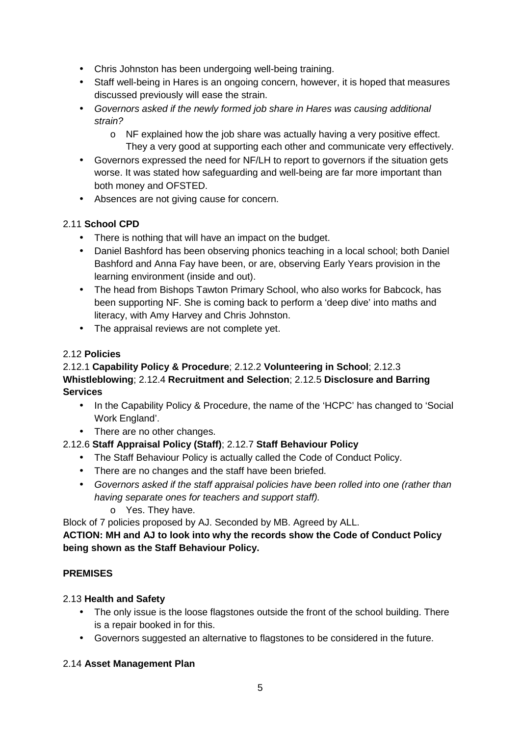- Chris Johnston has been undergoing well-being training.
- Staff well-being in Hares is an ongoing concern, however, it is hoped that measures discussed previously will ease the strain.
- *Governors asked if the newly formed job share in Hares was causing additional strain?*
  - NF explained how the job share was actually having a very positive effect. They a very good at supporting each other and communicate very effectively.
- Governors expressed the need for NF/LH to report to governors if the situation gets worse. It was stated how safeguarding and well-being are far more important than both money and OFSTED.
- Absences are not giving cause for concern.

2.11 **School CPD**

- There is nothing that will have an impact on the budget.
- Daniel Bashford has been observing phonics teaching in a local school; both Daniel Bashford and Anna Fay have been, or are, observing Early Years provision in the learning environment (inside and out).
- The head from Bishops Tawton Primary School, who also works for Babcock, has been supporting NF. She is coming back to perform a 'deep dive' into maths and literacy, with Amy Harvey and Chris Johnston.
- The appraisal reviews are not complete yet.

2.12 **Policies**

2.12.1 **Capability Policy & Procedure**; 2.12.2 **Volunteering in School**; 2.12.3 **Whistleblowing**; 2.12.4 **Recruitment and Selection**; 2.12.5 **Disclosure and Barring Services**

- In the Capability Policy & Procedure, the name of the 'HCPC' has changed to 'Social Work England'.
- There are no other changes.

2.12.6 **Staff Appraisal Policy (Staff)**; 2.12.7 **Staff Behaviour Policy**

- The Staff Behaviour Policy is actually called the Code of Conduct Policy.
- There are no changes and the staff have been briefed.
- *Governors asked if the staff appraisal policies have been rolled into one (rather than having separate ones for teachers and support staff).*
  - Yes. They have.

Block of 7 policies proposed by AJ. Seconded by MB. Agreed by ALL.

**ACTION: MH and AJ to look into why the records show the Code of Conduct Policy being shown as the Staff Behaviour Policy.**

**PREMISES**

2.13 **Health and Safety**

- The only issue is the loose flagstones outside the front of the school building. There is a repair booked in for this.
- Governors suggested an alternative to flagstones to be considered in the future.

2.14 **Asset Management Plan**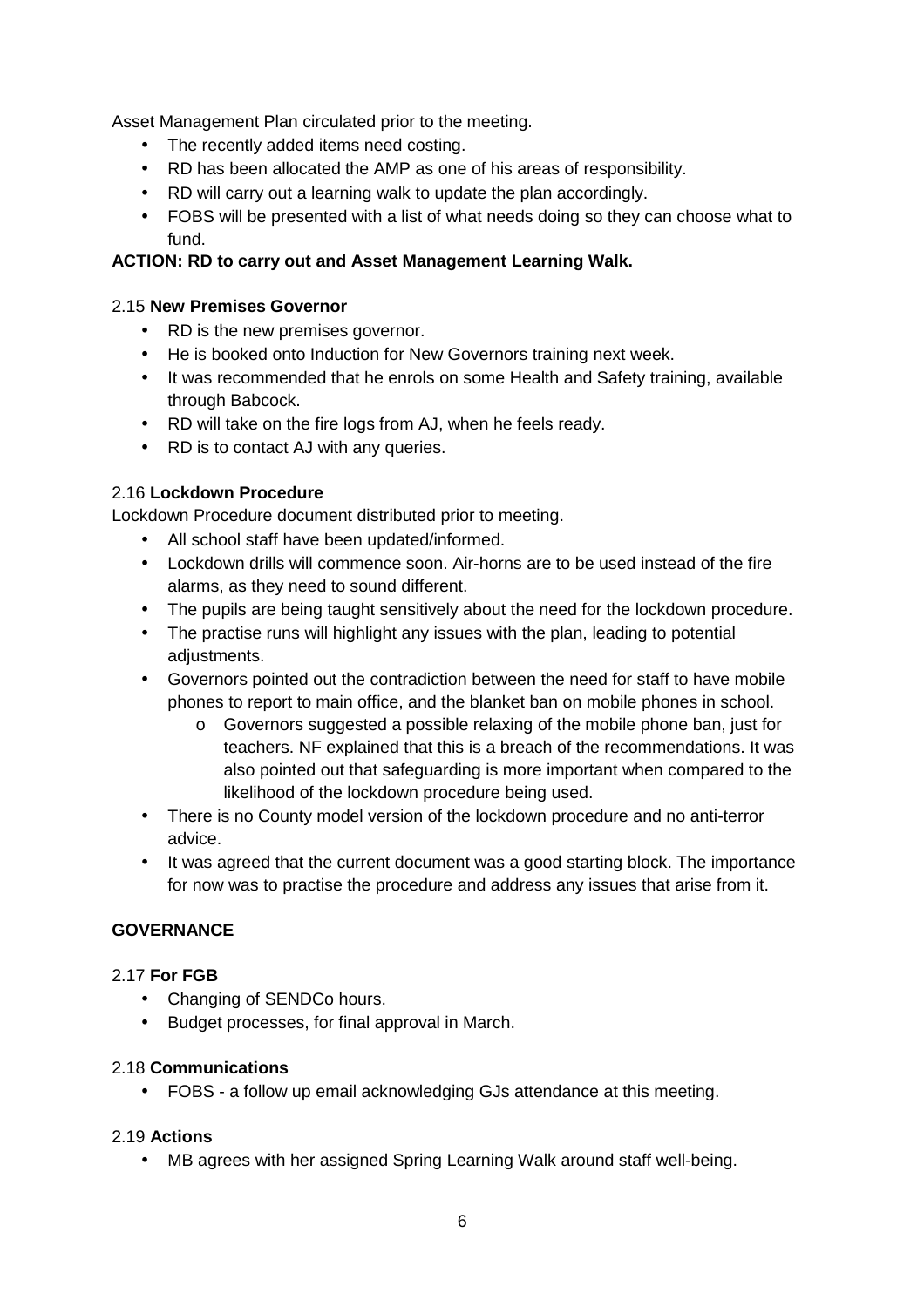Asset Management Plan circulated prior to the meeting.

- The recently added items need costing.
- RD has been allocated the AMP as one of his areas of responsibility.
- RD will carry out a learning walk to update the plan accordingly.
- FOBS will be presented with a list of what needs doing so they can choose what to fund.

**ACTION: RD to carry out and Asset Management Learning Walk.**

2.15 **New Premises Governor**

- RD is the new premises governor.
- He is booked onto Induction for New Governors training next week.
- It was recommended that he enrols on some Health and Safety training, available through Babcock.
- RD will take on the fire logs from AJ, when he feels ready.
- RD is to contact AJ with any queries.

2.16 **Lockdown Procedure**

Lockdown Procedure document distributed prior to meeting.

- All school staff have been updated/informed.
- Lockdown drills will commence soon. Air-horns are to be used instead of the fire alarms, as they need to sound different.
- The pupils are being taught sensitively about the need for the lockdown procedure.
- The practise runs will highlight any issues with the plan, leading to potential adjustments.
- Governors pointed out the contradiction between the need for staff to have mobile phones to report to main office, and the blanket ban on mobile phones in school.
  - o Governors suggested a possible relaxing of the mobile phone ban, just for teachers. NF explained that this is a breach of the recommendations. It was also pointed out that safeguarding is more important when compared to the likelihood of the lockdown procedure being used.
- There is no County model version of the lockdown procedure and no anti-terror advice.
- It was agreed that the current document was a good starting block. The importance for now was to practise the procedure and address any issues that arise from it.

**GOVERNANCE**

2.17 **For FGB**

- Changing of SENDCo hours.
- Budget processes, for final approval in March.

2.18 **Communications**

- FOBS - a follow up email acknowledging GJs attendance at this meeting.

2.19 **Actions**

- MB agrees with her assigned Spring Learning Walk around staff well-being.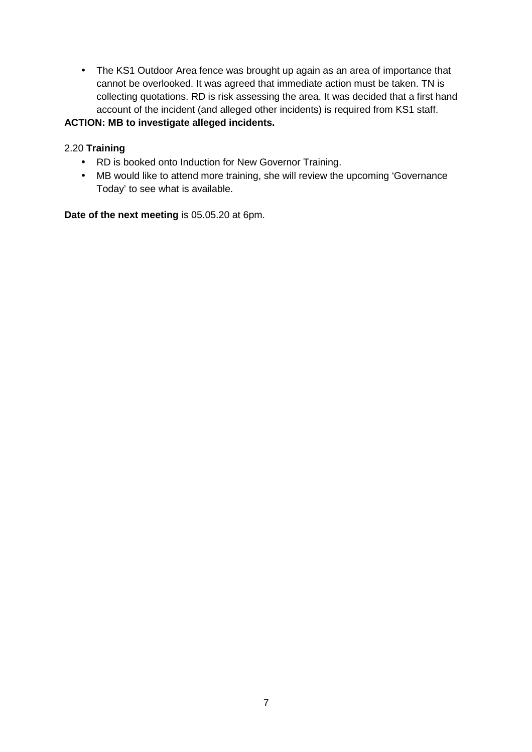- The KS1 Outdoor Area fence was brought up again as an area of importance that cannot be overlooked. It was agreed that immediate action must be taken. TN is collecting quotations. RD is risk assessing the area. It was decided that a first hand account of the incident (and alleged other incidents) is required from KS1 staff.

**ACTION: MB to investigate alleged incidents.**

2.20 **Training**

- RD is booked onto Induction for New Governor Training.
- MB would like to attend more training, she will review the upcoming 'Governance Today' to see what is available.

**Date of the next meeting** is 05.05.20 at 6pm.